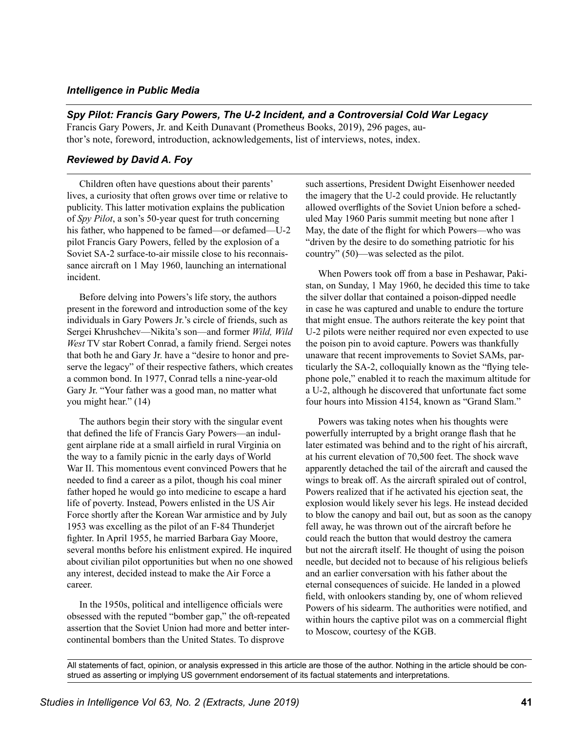*Intelligence in Public Media*

## *Spy Pilot: Francis Gary Powers, The U-2 Incident, and a Controversial Cold War Legacy*

Francis Gary Powers, Jr. and Keith Dunavant (Prometheus Books, 2019), 296 pages, author's note, foreword, introduction, acknowledgements, list of interviews, notes, index.

### *Reviewed by David A. Foy*

Children often have questions about their parents' lives, a curiosity that often grows over time or relative to publicity. This latter motivation explains the publication of *Spy Pilot*, a son's 50-year quest for truth concerning his father, who happened to be famed—or defamed—U-2 pilot Francis Gary Powers, felled by the explosion of a Soviet SA-2 surface-to-air missile close to his reconnaissance aircraft on 1 May 1960, launching an international incident.

Before delving into Powers's life story, the authors present in the foreword and introduction some of the key individuals in Gary Powers Jr.'s circle of friends, such as Sergei Khrushchev—Nikita's son—and former *Wild, Wild West* TV star Robert Conrad, a family friend. Sergei notes that both he and Gary Jr. have a "desire to honor and preserve the legacy" of their respective fathers, which creates a common bond. In 1977, Conrad tells a nine-year-old Gary Jr. "Your father was a good man, no matter what you might hear." (14)

The authors begin their story with the singular event that defined the life of Francis Gary Powers—an indulgent airplane ride at a small airfield in rural Virginia on the way to a family picnic in the early days of World War II. This momentous event convinced Powers that he needed to find a career as a pilot, though his coal miner father hoped he would go into medicine to escape a hard life of poverty. Instead, Powers enlisted in the US Air Force shortly after the Korean War armistice and by July 1953 was excelling as the pilot of an F-84 Thunderjet fighter. In April 1955, he married Barbara Gay Moore, several months before his enlistment expired. He inquired about civilian pilot opportunities but when no one showed any interest, decided instead to make the Air Force a career.

In the 1950s, political and intelligence officials were obsessed with the reputed "bomber gap," the oft-repeated assertion that the Soviet Union had more and better intercontinental bombers than the United States. To disprove such assertions, President Dwight Eisenhower needed the imagery that the U-2 could provide. He reluctantly allowed overflights of the Soviet Union before a scheduled May 1960 Paris summit meeting but none after 1 May, the date of the flight for which Powers—who was "driven by the desire to do something patriotic for his country" (50)—was selected as the pilot.

When Powers took off from a base in Peshawar, Pakistan, on Sunday, 1 May 1960, he decided this time to take the silver dollar that contained a poison-dipped needle in case he was captured and unable to endure the torture that might ensue. The authors reiterate the key point that U-2 pilots were neither required nor even expected to use the poison pin to avoid capture. Powers was thankfully unaware that recent improvements to Soviet SAMs, particularly the SA-2, colloquially known as the "flying telephone pole," enabled it to reach the maximum altitude for a U-2, although he discovered that unfortunate fact some four hours into Mission 4154, known as "Grand Slam."

Powers was taking notes when his thoughts were powerfully interrupted by a bright orange flash that he later estimated was behind and to the right of his aircraft, at his current elevation of 70,500 feet. The shock wave apparently detached the tail of the aircraft and caused the wings to break off. As the aircraft spiraled out of control, Powers realized that if he activated his ejection seat, the explosion would likely sever his legs. He instead decided to blow the canopy and bail out, but as soon as the canopy fell away, he was thrown out of the aircraft before he could reach the button that would destroy the camera but not the aircraft itself. He thought of using the poison needle, but decided not to because of his religious beliefs and an earlier conversation with his father about the eternal consequences of suicide. He landed in a plowed field, with onlookers standing by, one of whom relieved Powers of his sidearm. The authorities were notified, and within hours the captive pilot was on a commercial flight to Moscow, courtesy of the KGB.

All statements of fact, opinion, or analysis expressed in this article are those of the author. Nothing in the article should be construed as asserting or implying US government endorsement of its factual statements and interpretations.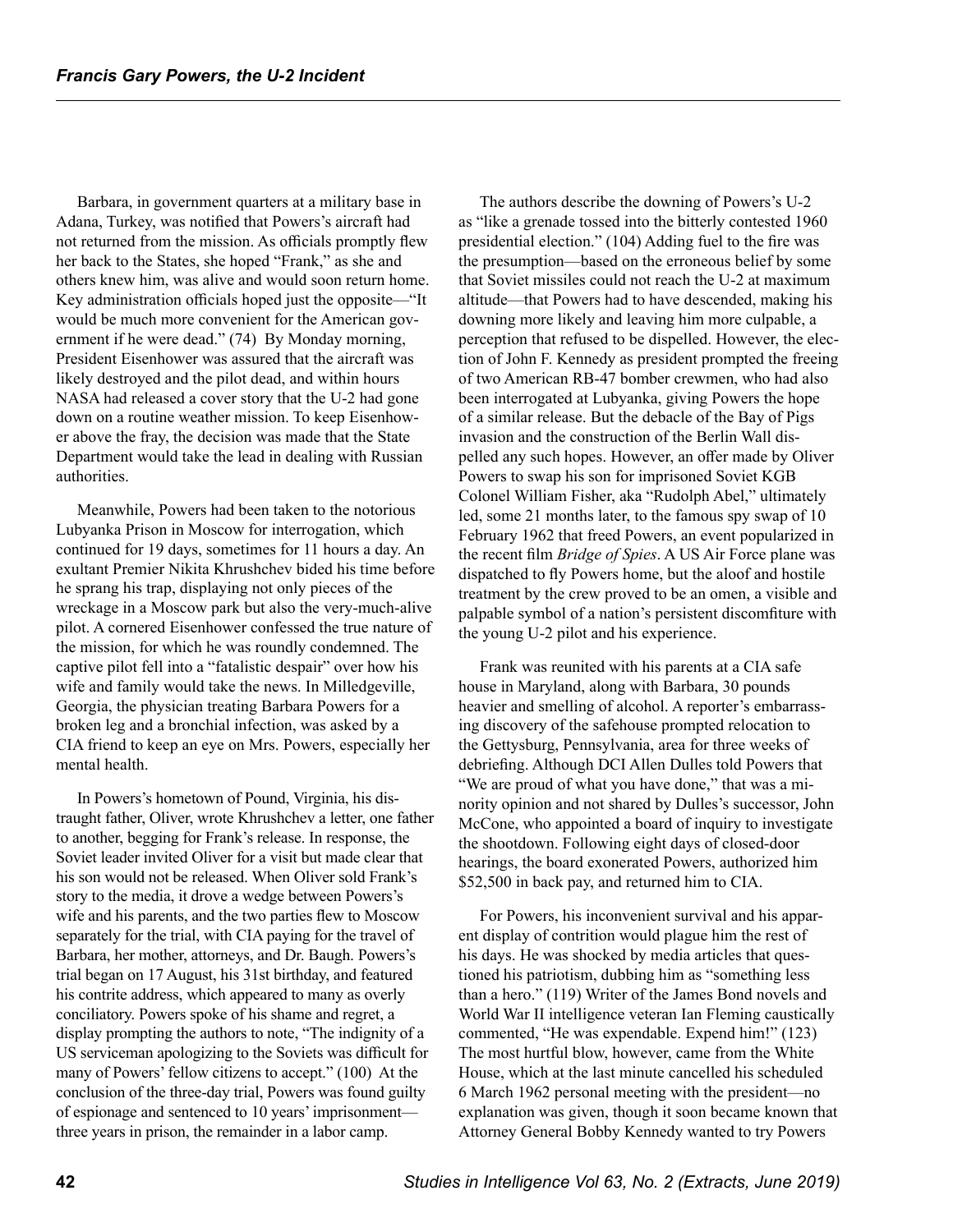Barbara, in government quarters at a military base in Adana, Turkey, was notified that Powers's aircraft had not returned from the mission. As officials promptly flew her back to the States, she hoped "Frank," as she and others knew him, was alive and would soon return home. Key administration officials hoped just the opposite—"It would be much more convenient for the American government if he were dead." (74) By Monday morning, President Eisenhower was assured that the aircraft was likely destroyed and the pilot dead, and within hours NASA had released a cover story that the U-2 had gone down on a routine weather mission. To keep Eisenhower above the fray, the decision was made that the State Department would take the lead in dealing with Russian authorities.

Meanwhile, Powers had been taken to the notorious Lubyanka Prison in Moscow for interrogation, which continued for 19 days, sometimes for 11 hours a day. An exultant Premier Nikita Khrushchev bided his time before he sprang his trap, displaying not only pieces of the wreckage in a Moscow park but also the very-much-alive pilot. A cornered Eisenhower confessed the true nature of the mission, for which he was roundly condemned. The captive pilot fell into a "fatalistic despair" over how his wife and family would take the news. In Milledgeville, Georgia, the physician treating Barbara Powers for a broken leg and a bronchial infection, was asked by a CIA friend to keep an eye on Mrs. Powers, especially her mental health.

In Powers's hometown of Pound, Virginia, his distraught father, Oliver, wrote Khrushchev a letter, one father to another, begging for Frank's release. In response, the Soviet leader invited Oliver for a visit but made clear that his son would not be released. When Oliver sold Frank's story to the media, it drove a wedge between Powers's wife and his parents, and the two parties flew to Moscow separately for the trial, with CIA paying for the travel of Barbara, her mother, attorneys, and Dr. Baugh. Powers's trial began on 17 August, his 31st birthday, and featured his contrite address, which appeared to many as overly conciliatory. Powers spoke of his shame and regret, a display prompting the authors to note, "The indignity of a US serviceman apologizing to the Soviets was difficult for many of Powers' fellow citizens to accept." (100) At the conclusion of the three-day trial, Powers was found guilty of espionage and sentenced to 10 years' imprisonment—three years in prison, the remainder in a labor camp.

The authors describe the downing of Powers's U-2 as "like a grenade tossed into the bitterly contested 1960 presidential election." (104) Adding fuel to the fire was the presumption—based on the erroneous belief by some that Soviet missiles could not reach the U-2 at maximum altitude—that Powers had to have descended, making his downing more likely and leaving him more culpable, a perception that refused to be dispelled. However, the election of John F. Kennedy as president prompted the freeing of two American RB-47 bomber crewmen, who had also been interrogated at Lubyanka, giving Powers the hope of a similar release. But the debacle of the Bay of Pigs invasion and the construction of the Berlin Wall dispelled any such hopes. However, an offer made by Oliver Powers to swap his son for imprisoned Soviet KGB Colonel William Fisher, aka "Rudolph Abel," ultimately led, some 21 months later, to the famous spy swap of 10 February 1962 that freed Powers, an event popularized in the recent film *Bridge of Spies*. A US Air Force plane was dispatched to fly Powers home, but the aloof and hostile treatment by the crew proved to be an omen, a visible and palpable symbol of a nation's persistent discomfiture with the young U-2 pilot and his experience.

Frank was reunited with his parents at a CIA safe house in Maryland, along with Barbara, 30 pounds heavier and smelling of alcohol. A reporter's embarrassing discovery of the safehouse prompted relocation to the Gettysburg, Pennsylvania, area for three weeks of debriefing. Although DCI Allen Dulles told Powers that "We are proud of what you have done," that was a minority opinion and not shared by Dulles's successor, John McCone, who appointed a board of inquiry to investigate the shootdown. Following eight days of closed-door hearings, the board exonerated Powers, authorized him $52,500 in back pay, and returned him to CIA.

For Powers, his inconvenient survival and his apparent display of contrition would plague him the rest of his days. He was shocked by media articles that questioned his patriotism, dubbing him as "something less than a hero." (119) Writer of the James Bond novels and World War II intelligence veteran Ian Fleming caustically commented, "He was expendable. Expend him!" (123) The most hurtful blow, however, came from the White House, which at the last minute cancelled his scheduled 6 March 1962 personal meeting with the president—no explanation was given, though it soon became known that Attorney General Bobby Kennedy wanted to try Powers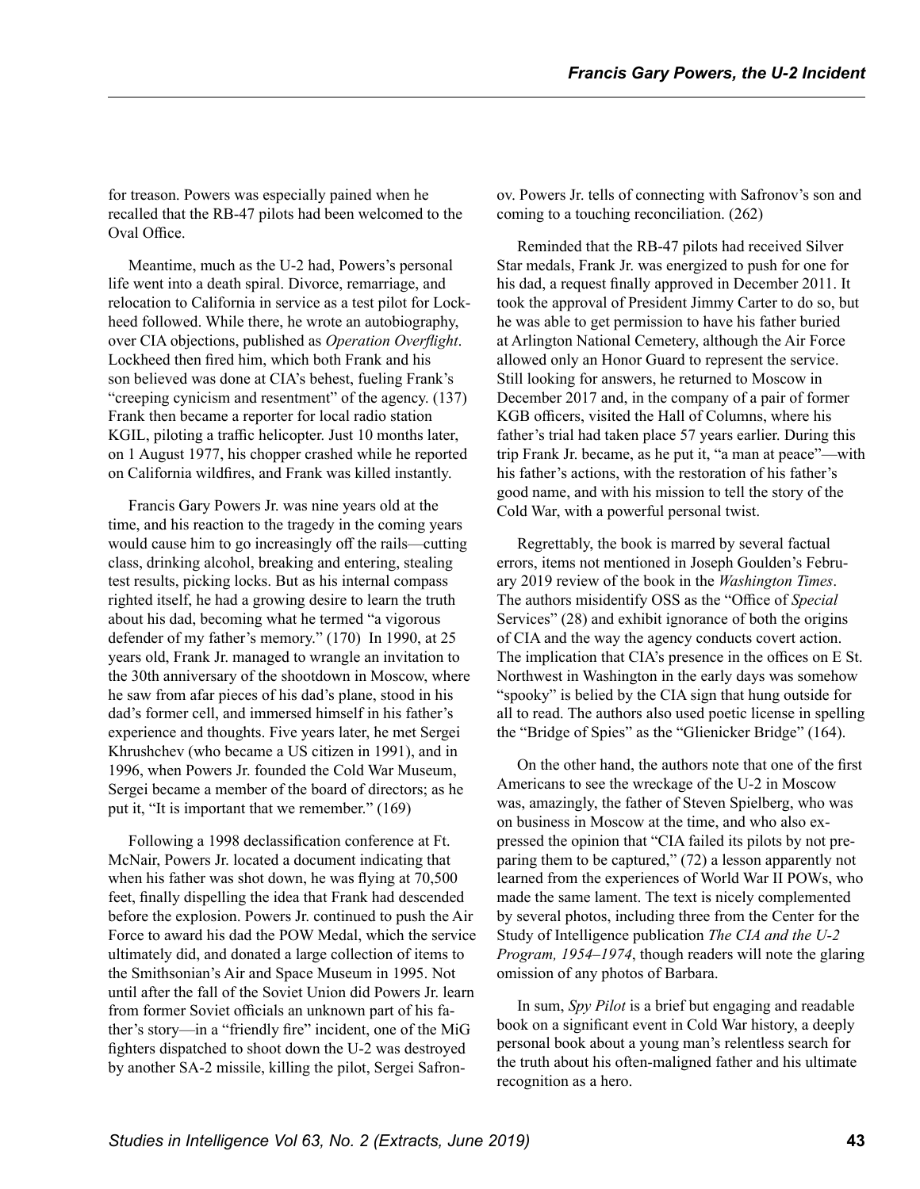for treason. Powers was especially pained when he recalled that the RB-47 pilots had been welcomed to the Oval Office.

Meantime, much as the U-2 had, Powers's personal life went into a death spiral. Divorce, remarriage, and relocation to California in service as a test pilot for Lockheed followed. While there, he wrote an autobiography, over CIA objections, published as *Operation Overflight*. Lockheed then fired him, which both Frank and his son believed was done at CIA's behest, fueling Frank's "creeping cynicism and resentment" of the agency. (137) Frank then became a reporter for local radio station KGIL, piloting a traffic helicopter. Just 10 months later, on 1 August 1977, his chopper crashed while he reported on California wildfires, and Frank was killed instantly.

Francis Gary Powers Jr. was nine years old at the time, and his reaction to the tragedy in the coming years would cause him to go increasingly off the rails—cutting class, drinking alcohol, breaking and entering, stealing test results, picking locks. But as his internal compass righted itself, he had a growing desire to learn the truth about his dad, becoming what he termed "a vigorous defender of my father's memory." (170) In 1990, at 25 years old, Frank Jr. managed to wrangle an invitation to the 30th anniversary of the shootdown in Moscow, where he saw from afar pieces of his dad's plane, stood in his dad's former cell, and immersed himself in his father's experience and thoughts. Five years later, he met Sergei Khrushchev (who became a US citizen in 1991), and in 1996, when Powers Jr. founded the Cold War Museum, Sergei became a member of the board of directors; as he put it, "It is important that we remember." (169)

Following a 1998 declassification conference at Ft. McNair, Powers Jr. located a document indicating that when his father was shot down, he was flying at 70,500 feet, finally dispelling the idea that Frank had descended before the explosion. Powers Jr. continued to push the Air Force to award his dad the POW Medal, which the service ultimately did, and donated a large collection of items to the Smithsonian's Air and Space Museum in 1995. Not until after the fall of the Soviet Union did Powers Jr. learn from former Soviet officials an unknown part of his father's story—in a "friendly fire" incident, one of the MiG fighters dispatched to shoot down the U-2 was destroyed by another SA-2 missile, killing the pilot, Sergei Safronov. Powers Jr. tells of connecting with Safronov's son and coming to a touching reconciliation. (262)

Reminded that the RB-47 pilots had received Silver Star medals, Frank Jr. was energized to push for one for his dad, a request finally approved in December 2011. It took the approval of President Jimmy Carter to do so, but he was able to get permission to have his father buried at Arlington National Cemetery, although the Air Force allowed only an Honor Guard to represent the service. Still looking for answers, he returned to Moscow in December 2017 and, in the company of a pair of former KGB officers, visited the Hall of Columns, where his father's trial had taken place 57 years earlier. During this trip Frank Jr. became, as he put it, "a man at peace"—with his father's actions, with the restoration of his father's good name, and with his mission to tell the story of the Cold War, with a powerful personal twist.

Regrettably, the book is marred by several factual errors, items not mentioned in Joseph Goulden's February 2019 review of the book in the *Washington Times*. The authors misidentify OSS as the "Office of *Special* Services" (28) and exhibit ignorance of both the origins of CIA and the way the agency conducts covert action. The implication that CIA's presence in the offices on E St. Northwest in Washington in the early days was somehow "spooky" is belied by the CIA sign that hung outside for all to read. The authors also used poetic license in spelling the "Bridge of Spies" as the "Glienicker Bridge" (164).

On the other hand, the authors note that one of the first Americans to see the wreckage of the U-2 in Moscow was, amazingly, the father of Steven Spielberg, who was on business in Moscow at the time, and who also expressed the opinion that "CIA failed its pilots by not preparing them to be captured," (72) a lesson apparently not learned from the experiences of World War II POWs, who made the same lament. The text is nicely complemented by several photos, including three from the Center for the Study of Intelligence publication *The CIA and the U-2 Program, 1954–1974*, though readers will note the glaring omission of any photos of Barbara.

In sum, *Spy Pilot* is a brief but engaging and readable book on a significant event in Cold War history, a deeply personal book about a young man's relentless search for the truth about his often-maligned father and his ultimate recognition as a hero.